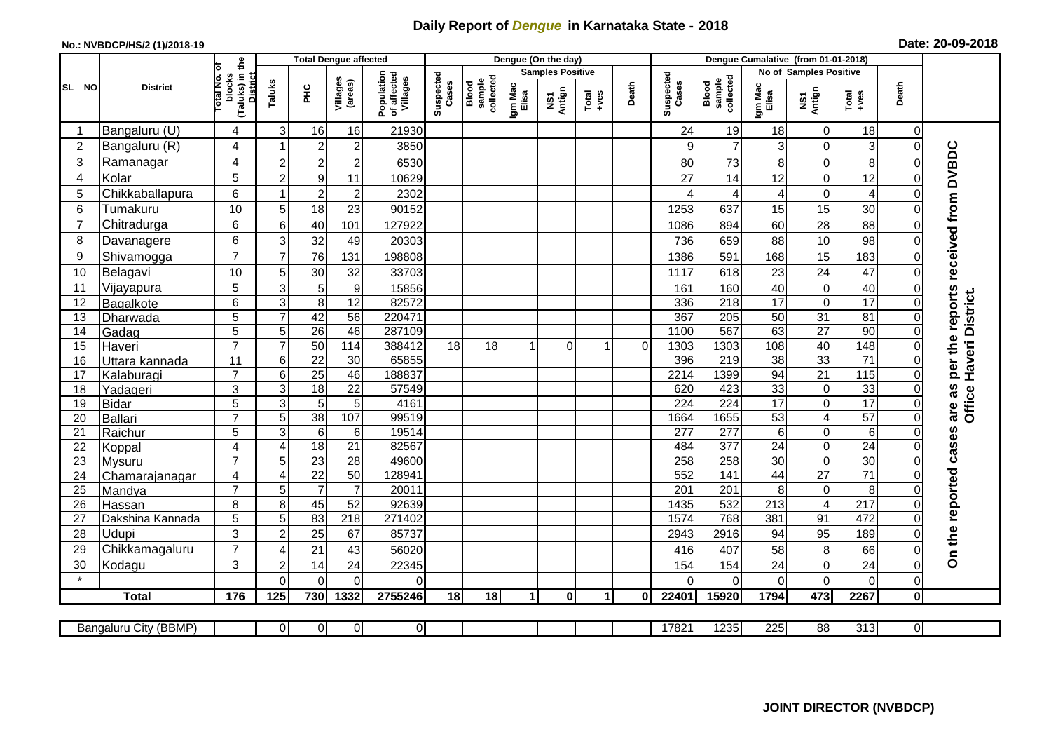# Daily Report of *Dengue* in Karnataka State - 2018

**No.: NVBDCP/HS/2 (1)/2018-19**

**Date: 20-09-2018**

| SL NO | District | Total No. of blocks (Taluks) in the District | Total Dengue affected | | | | Dengue (On the day) | | | | | | | Dengue Cumalative (from 01-01-2018) | | | | | | | |
|---|---|---|---|---|---|---|---|---|---|---|---|---|---|---|---|---|---|---|---|---|
| | | | Taluks | PHC | Villages (areas) | Population of affected Villages | Suspected Cases | Blood sample collected | Samples Positive | | | Death | Suspected Cases | Blood sample collected | No of Samples Positive | | | Death | |
| | | | | | | | | | Igm Mac Elisa | NS1 Antign | Total +ves | | | | Igm Mac Elisa | NS1 Antign | Total +ves | | |
| 1 | Bangaluru (U) | 4 | 3 | 16 | 16 | 21930 | | | | | | | 24 | 19 | 18 | 0 | 18 | 0 | On the reported cases are as per the reports received from DVBDC Office Haveri District. |
| 2 | Bangaluru (R) | 4 | 1 | 2 | 2 | 3850 | | | | | | | 9 | 7 | 3 | 0 | 3 | 0 | |
| 3 | Ramanagar | 4 | 2 | 2 | 2 | 6530 | | | | | | | 80 | 73 | 8 | 0 | 8 | 0 | |
| 4 | Kolar | 5 | 2 | 9 | 11 | 10629 | | | | | | | 27 | 14 | 12 | 0 | 12 | 0 | |
| 5 | Chikkaballapura | 6 | 1 | 2 | 2 | 2302 | | | | | | | 4 | 4 | 4 | 0 | 4 | 0 | |
| 6 | Tumakuru | 10 | 5 | 18 | 23 | 90152 | | | | | | | 1253 | 637 | 15 | 15 | 30 | 0 | |
| 7 | Chitradurga | 6 | 6 | 40 | 101 | 127922 | | | | | | | 1086 | 894 | 60 | 28 | 88 | 0 | |
| 8 | Davanagere | 6 | 3 | 32 | 49 | 20303 | | | | | | | 736 | 659 | 88 | 10 | 98 | 0 | |
| 9 | Shivamogga | 7 | 7 | 76 | 131 | 198808 | | | | | | | 1386 | 591 | 168 | 15 | 183 | 0 | |
| 10 | Belagavi | 10 | 5 | 30 | 32 | 33703 | | | | | | | 1117 | 618 | 23 | 24 | 47 | 0 | |
| 11 | Vijayapura | 5 | 3 | 5 | 9 | 15856 | | | | | | | 161 | 160 | 40 | 0 | 40 | 0 | |
| 12 | Bagalkote | 6 | 3 | 8 | 12 | 82572 | | | | | | | 336 | 218 | 17 | 0 | 17 | 0 | |
| 13 | Dharwada | 5 | 7 | 42 | 56 | 220471 | | | | | | | 367 | 205 | 50 | 31 | 81 | 0 | |
| 14 | Gadag | 5 | 5 | 26 | 46 | 287109 | | | | | | | 1100 | 567 | 63 | 27 | 90 | 0 | |
| 15 | Haveri | 7 | 7 | 50 | 114 | 388412 | 18 | 18 | 1 | 0 | 1 | 0 | 1303 | 1303 | 108 | 40 | 148 | 0 | |
| 16 | Uttara kannada | 11 | 6 | 22 | 30 | 65855 | | | | | | | 396 | 219 | 38 | 33 | 71 | 0 | |
| 17 | Kalaburagi | 7 | 6 | 25 | 46 | 188837 | | | | | | | 2214 | 1399 | 94 | 21 | 115 | 0 | |
| 18 | Yadageri | 3 | 3 | 18 | 22 | 57549 | | | | | | | 620 | 423 | 33 | 0 | 33 | 0 | |
| 19 | Bidar | 5 | 3 | 5 | 5 | 4161 | | | | | | | 224 | 224 | 17 | 0 | 17 | 0 | |
| 20 | Ballari | 7 | 5 | 38 | 107 | 99519 | | | | | | | 1664 | 1655 | 53 | 4 | 57 | 0 | |
| 21 | Raichur | 5 | 3 | 6 | 6 | 19514 | | | | | | | 277 | 277 | 6 | 0 | 6 | 0 | |
| 22 | Koppal | 4 | 4 | 18 | 21 | 82567 | | | | | | | 484 | 377 | 24 | 0 | 24 | 0 | |
| 23 | Mysuru | 7 | 5 | 23 | 28 | 49600 | | | | | | | 258 | 258 | 30 | 0 | 30 | 0 | |
| 24 | Chamarajanagar | 4 | 4 | 22 | 50 | 128941 | | | | | | | 552 | 141 | 44 | 27 | 71 | 0 | |
| 25 | Mandya | 7 | 5 | 7 | 7 | 20011 | | | | | | | 201 | 201 | 8 | 0 | 8 | 0 | |
| 26 | Hassan | 8 | 8 | 45 | 52 | 92639 | | | | | | | 1435 | 532 | 213 | 4 | 217 | 0 | |
| 27 | Dakshina Kannada | 5 | 5 | 83 | 218 | 271402 | | | | | | | 1574 | 768 | 381 | 91 | 472 | 0 | |
| 28 | Udupi | 3 | 2 | 25 | 67 | 85737 | | | | | | | 2943 | 2916 | 94 | 95 | 189 | 0 | |
| 29 | Chikkamagaluru | 7 | 4 | 21 | 43 | 56020 | | | | | | | 416 | 407 | 58 | 8 | 66 | 0 | |
| 30 | Kodagu | 3 | 2 | 14 | 24 | 22345 | | | | | | | 154 | 154 | 24 | 0 | 24 | 0 | |
| * | | | 0 | 0 | 0 | 0 | | | | | | | 0 | 0 | 0 | 0 | 0 | 0 | |
| **Total** | | **176** | **125** | **730** | **1332** | **2755246** | **18** | **18** | **1** | **0** | **1** | **0** | **22401** | **15920** | **1794** | **473** | **2267** | **0** | |

| Bangaluru City (BBMP) | | 0 | 0 | 0 | 0 | | | | | | | 17821 | 1235 | 225 | 88 | 313 | 0 |
|---|---|---|---|---|---|---|---|---|---|---|---|---|---|---|---|---|---|

**JOINT DIRECTOR (NVBDCP)**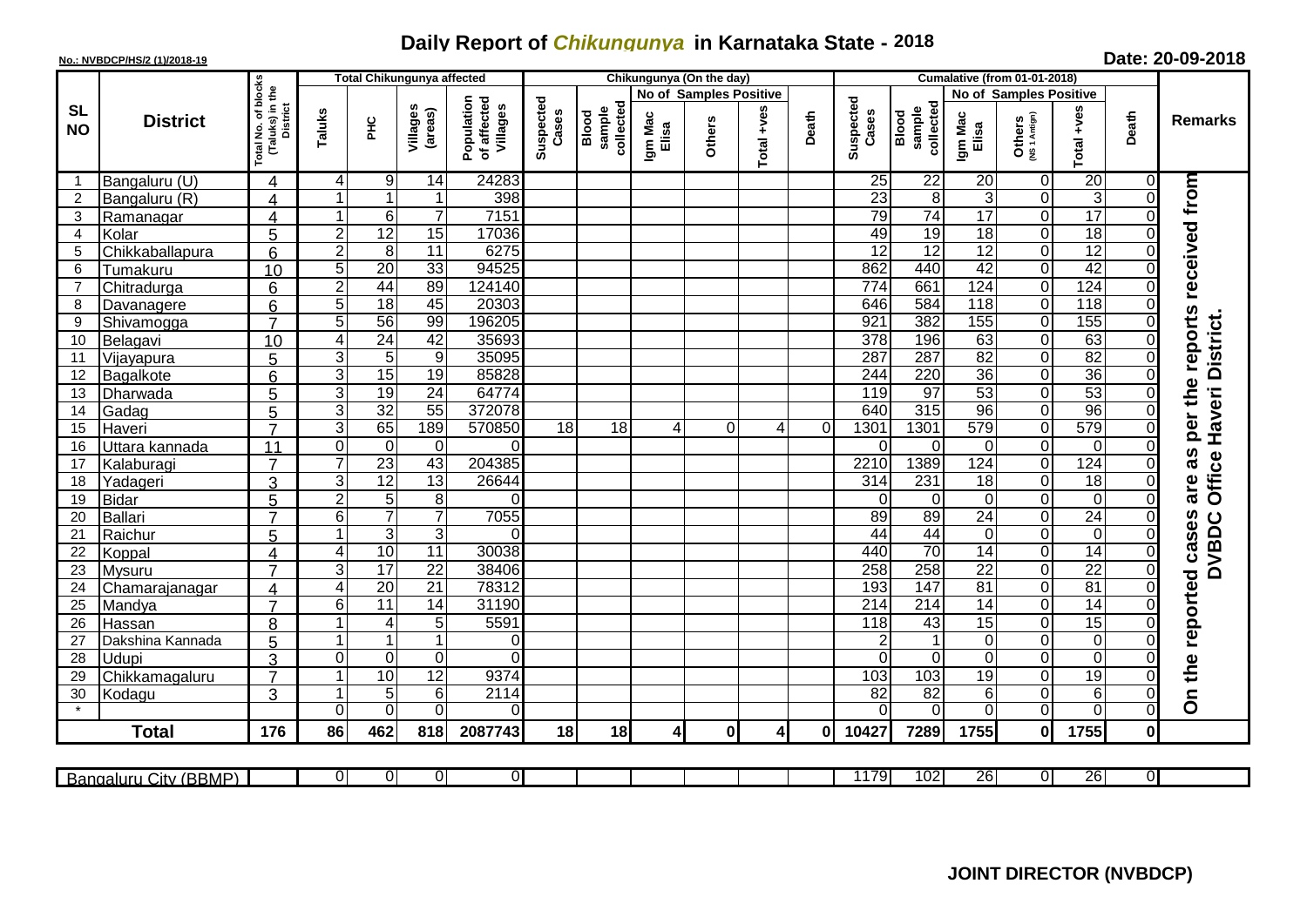# Daily Report of *Chikungunya* in Karnataka State - 2018

**No.: NVBDCP/HS/2 (1)/2018-19**

**Date: 20-09-2018**

| SL NO | District | Total No. of blocks (Taluks) in the District | Total Chikungunya affected | | | | Chikungunya (On the day) | | | | | | | Cumalative (from 01-01-2018) | | | | | | | Remarks |
|---|---|---|---|---|---|---|---|---|---|---|---|---|---|---|---|---|---|---|---|---|---|
| | | | Taluks | PHC | Villages (areas) | Population of affected Villages | Suspected Cases | Blood sample collected | No of Samples Positive | | | Death | Suspected Cases | Blood sample collected | No of Samples Positive | | | Death | |
| | | | | | | | | | Igm Mac Elisa | Others | Total +ves | | | | Igm Mac Elisa | Others (NS 1 Antign) | Total +ves | | |
| 1 | Bangaluru (U) | 4 | 4 | 9 | 14 | 24283 | | | | | | | 25 | 22 | 20 | 0 | 20 | 0 | On the reported cases are as per the reports received from DVBDC Office Haveri District. |
| 2 | Bangaluru (R) | 4 | 1 | 1 | 1 | 398 | | | | | | | 23 | 8 | 3 | 0 | 3 | 0 | |
| 3 | Ramanagar | 4 | 1 | 6 | 7 | 7151 | | | | | | | 79 | 74 | 17 | 0 | 17 | 0 | |
| 4 | Kolar | 5 | 2 | 12 | 15 | 17036 | | | | | | | 49 | 19 | 18 | 0 | 18 | 0 | |
| 5 | Chikkaballapura | 6 | 2 | 8 | 11 | 6275 | | | | | | | 12 | 12 | 12 | 0 | 12 | 0 | |
| 6 | Tumakuru | 10 | 5 | 20 | 33 | 94525 | | | | | | | 862 | 440 | 42 | 0 | 42 | 0 | |
| 7 | Chitradurga | 6 | 2 | 44 | 89 | 124140 | | | | | | | 774 | 661 | 124 | 0 | 124 | 0 | |
| 8 | Davanagere | 6 | 5 | 18 | 45 | 20303 | | | | | | | 646 | 584 | 118 | 0 | 118 | 0 | |
| 9 | Shivamogga | 7 | 5 | 56 | 99 | 196205 | | | | | | | 921 | 382 | 155 | 0 | 155 | 0 | |
| 10 | Belagavi | 10 | 4 | 24 | 42 | 35693 | | | | | | | 378 | 196 | 63 | 0 | 63 | 0 | |
| 11 | Vijayapura | 5 | 3 | 5 | 9 | 35095 | | | | | | | 287 | 287 | 82 | 0 | 82 | 0 | |
| 12 | Bagalkote | 6 | 3 | 15 | 19 | 85828 | | | | | | | 244 | 220 | 36 | 0 | 36 | 0 | |
| 13 | Dharwada | 5 | 3 | 19 | 24 | 64774 | | | | | | | 119 | 97 | 53 | 0 | 53 | 0 | |
| 14 | Gadag | 5 | 3 | 32 | 55 | 372078 | | | | | | | 640 | 315 | 96 | 0 | 96 | 0 | |
| 15 | Haveri | 7 | 3 | 65 | 189 | 570850 | 18 | 18 | 4 | 0 | 4 | 0 | 1301 | 1301 | 579 | 0 | 579 | 0 | |
| 16 | Uttara kannada | 11 | 0 | 0 | 0 | 0 | | | | | | | 0 | 0 | 0 | 0 | 0 | 0 | |
| 17 | Kalaburagi | 7 | 7 | 23 | 43 | 204385 | | | | | | | 2210 | 1389 | 124 | 0 | 124 | 0 | |
| 18 | Yadageri | 3 | 3 | 12 | 13 | 26644 | | | | | | | 314 | 231 | 18 | 0 | 18 | 0 | |
| 19 | Bidar | 5 | 2 | 5 | 8 | 0 | | | | | | | 0 | 0 | 0 | 0 | 0 | 0 | |
| 20 | Ballari | 7 | 6 | 7 | 7 | 7055 | | | | | | | 89 | 89 | 24 | 0 | 24 | 0 | |
| 21 | Raichur | 5 | 1 | 3 | 3 | 0 | | | | | | | 44 | 44 | 0 | 0 | 0 | 0 | |
| 22 | Koppal | 4 | 4 | 10 | 11 | 30038 | | | | | | | 440 | 70 | 14 | 0 | 14 | 0 | |
| 23 | Mysuru | 7 | 3 | 17 | 22 | 38406 | | | | | | | 258 | 258 | 22 | 0 | 22 | 0 | |
| 24 | Chamarajanagar | 4 | 4 | 20 | 21 | 78312 | | | | | | | 193 | 147 | 81 | 0 | 81 | 0 | |
| 25 | Mandya | 7 | 6 | 11 | 14 | 31190 | | | | | | | 214 | 214 | 14 | 0 | 14 | 0 | |
| 26 | Hassan | 8 | 1 | 4 | 5 | 5591 | | | | | | | 118 | 43 | 15 | 0 | 15 | 0 | |
| 27 | Dakshina Kannada | 5 | 1 | 1 | 1 | 0 | | | | | | | 2 | 1 | 0 | 0 | 0 | 0 | |
| 28 | Udupi | 3 | 0 | 0 | 0 | 0 | | | | | | | 0 | 0 | 0 | 0 | 0 | 0 | |
| 29 | Chikkamagaluru | 7 | 1 | 10 | 12 | 9374 | | | | | | | 103 | 103 | 19 | 0 | 19 | 0 | |
| 30 | Kodagu | 3 | 1 | 5 | 6 | 2114 | | | | | | | 82 | 82 | 6 | 0 | 6 | 0 | |
| * | | | 0 | 0 | 0 | 0 | | | | | | | 0 | 0 | 0 | 0 | 0 | 0 | |
| **Total** | | **176** | **86** | **462** | **818** | **2087743** | **18** | **18** | **4** | **0** | **4** | **0** | **10427** | **7289** | **1755** | **0** | **1755** | **0** | |

| | | | | | | | | | | | | | | | | | | |
|---|---|---|---|---|---|---|---|---|---|---|---|---|---|---|---|---|---|---|
| Bangaluru City (BBMP) | | 0 | 0 | 0 | 0 | | | | | | | 1179 | 102 | 26 | 0 | 26 | 0 | |

**JOINT DIRECTOR (NVBDCP)**